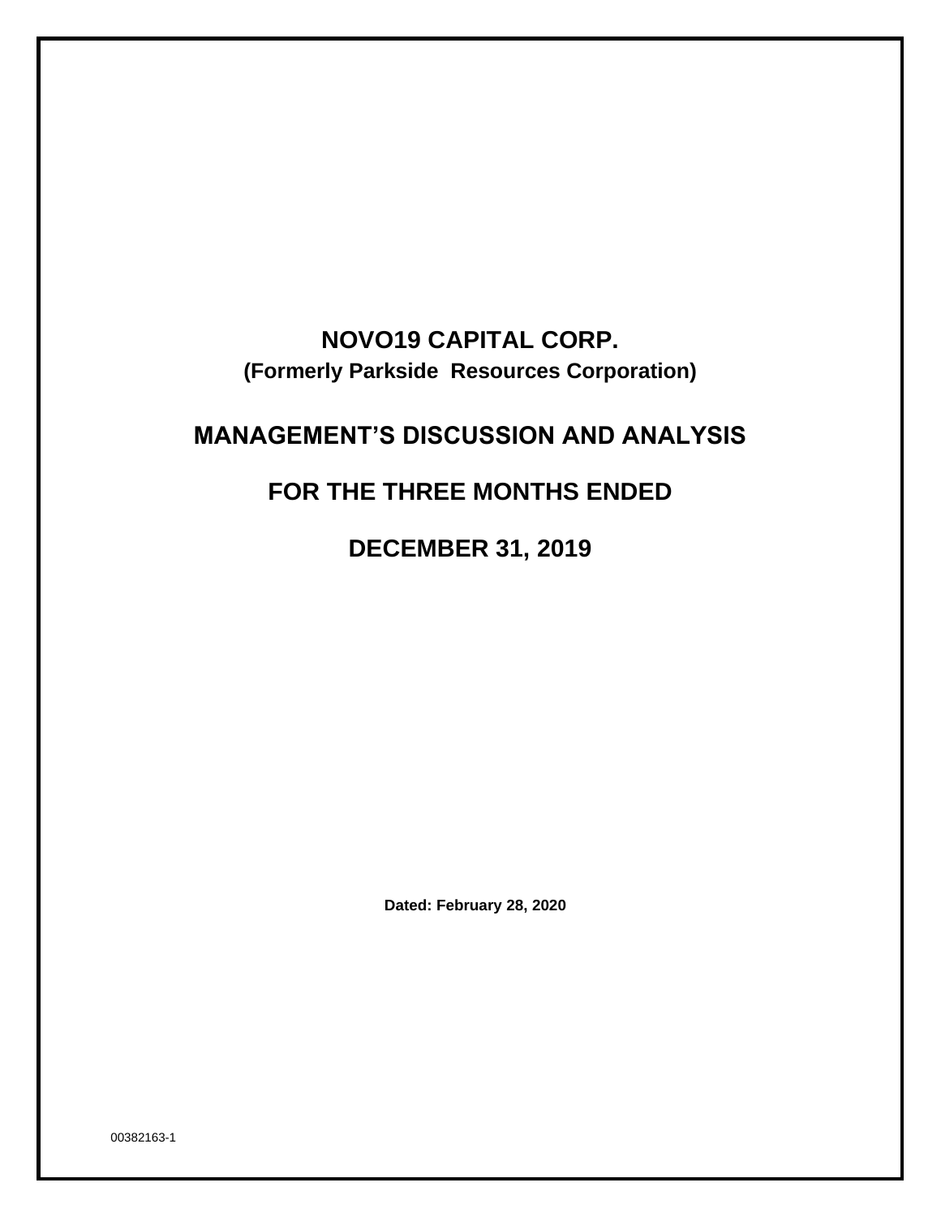# NOVO19 CAPITAL CORP.

**(Formerly Parkside Resources Corporation)**

# MANAGEMENT'S DISCUSSION AND ANALYSIS

## FOR THE THREE MONTHS ENDED

## DECEMBER 31, 2019

**Dated: February 28, 2020**

00382163-1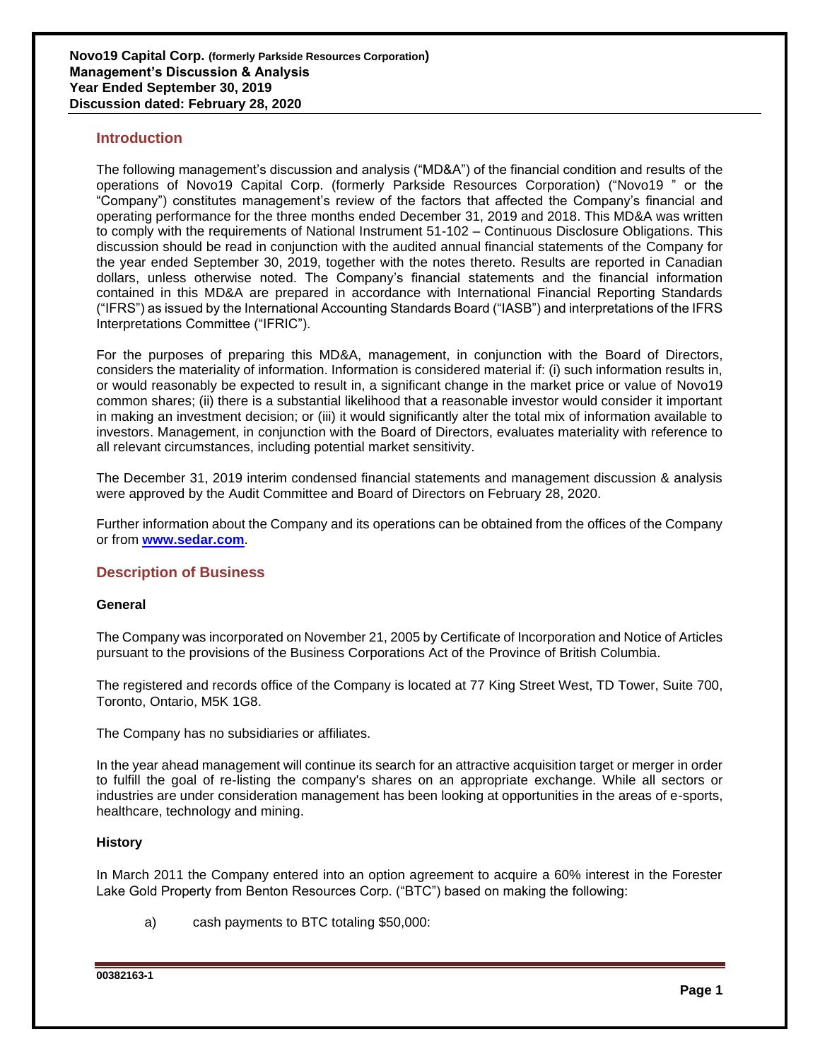**Novo19 Capital Corp.** (formerly Parkside Resources Corporation)
**Management's Discussion & Analysis**
**Year Ended September 30, 2019**
**Discussion dated: February 28, 2020**

## Introduction

The following management's discussion and analysis ("MD&A") of the financial condition and results of the operations of Novo19 Capital Corp. (formerly Parkside Resources Corporation) ("Novo19 " or the "Company") constitutes management's review of the factors that affected the Company's financial and operating performance for the three months ended December 31, 2019 and 2018. This MD&A was written to comply with the requirements of National Instrument 51-102 – Continuous Disclosure Obligations. This discussion should be read in conjunction with the audited annual financial statements of the Company for the year ended September 30, 2019, together with the notes thereto. Results are reported in Canadian dollars, unless otherwise noted. The Company's financial statements and the financial information contained in this MD&A are prepared in accordance with International Financial Reporting Standards ("IFRS") as issued by the International Accounting Standards Board ("IASB") and interpretations of the IFRS Interpretations Committee ("IFRIC").

For the purposes of preparing this MD&A, management, in conjunction with the Board of Directors, considers the materiality of information. Information is considered material if: (i) such information results in, or would reasonably be expected to result in, a significant change in the market price or value of Novo19 common shares; (ii) there is a substantial likelihood that a reasonable investor would consider it important in making an investment decision; or (iii) it would significantly alter the total mix of information available to investors. Management, in conjunction with the Board of Directors, evaluates materiality with reference to all relevant circumstances, including potential market sensitivity.

The December 31, 2019 interim condensed financial statements and management discussion & analysis were approved by the Audit Committee and Board of Directors on February 28, 2020.

Further information about the Company and its operations can be obtained from the offices of the Company or from **www.sedar.com**.

## Description of Business

### General

The Company was incorporated on November 21, 2005 by Certificate of Incorporation and Notice of Articles pursuant to the provisions of the Business Corporations Act of the Province of British Columbia.

The registered and records office of the Company is located at 77 King Street West, TD Tower, Suite 700, Toronto, Ontario, M5K 1G8.

The Company has no subsidiaries or affiliates.

In the year ahead management will continue its search for an attractive acquisition target or merger in order to fulfill the goal of re-listing the company's shares on an appropriate exchange. While all sectors or industries are under consideration management has been looking at opportunities in the areas of e-sports, healthcare, technology and mining.

### History

In March 2011 the Company entered into an option agreement to acquire a 60% interest in the Forester Lake Gold Property from Benton Resources Corp. ("BTC") based on making the following:

a) cash payments to BTC totaling $50,000: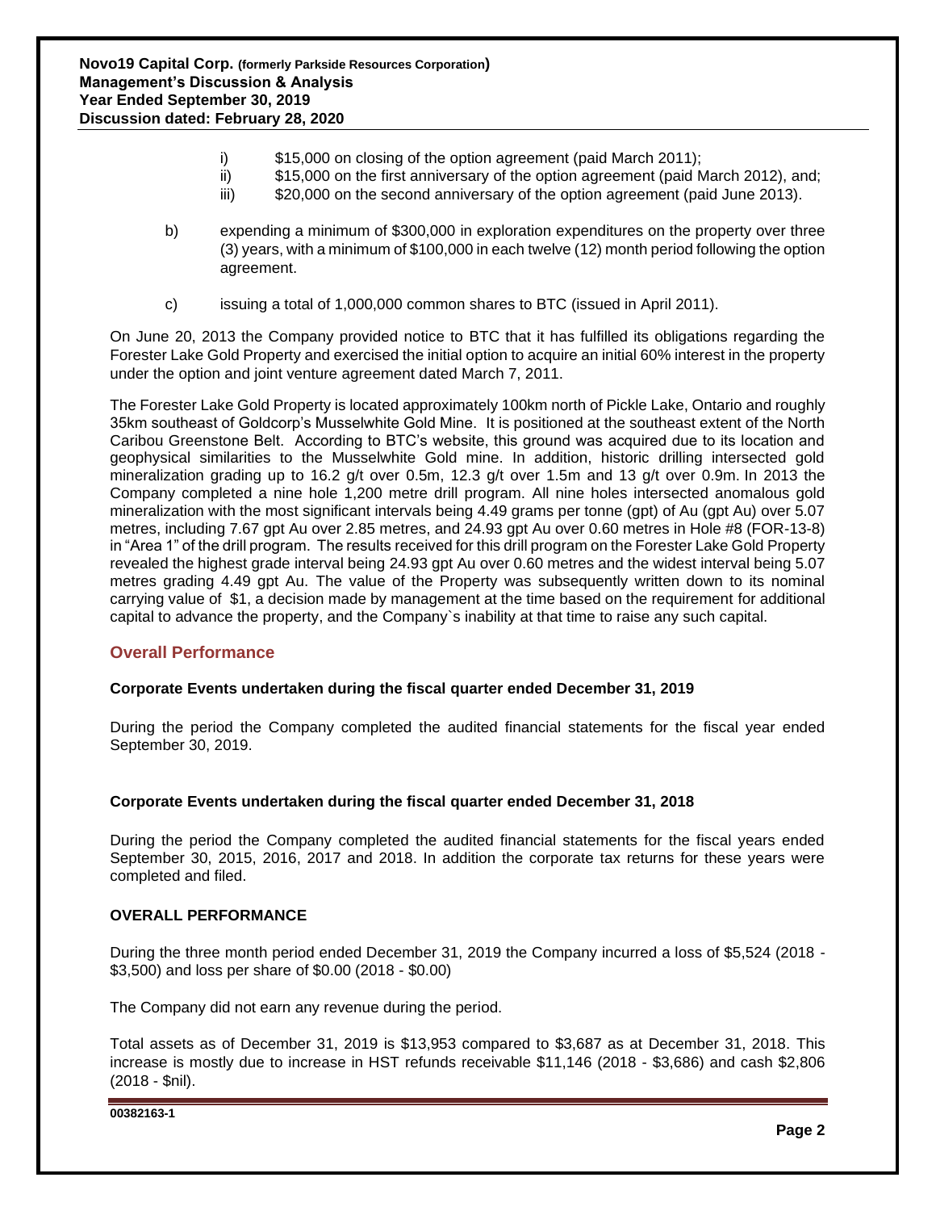i) $15,000 on closing of the option agreement (paid March 2011);

ii) $15,000 on the first anniversary of the option agreement (paid March 2012), and;

iii) $20,000 on the second anniversary of the option agreement (paid June 2013).

b) expending a minimum of $300,000 in exploration expenditures on the property over three (3) years, with a minimum of $100,000 in each twelve (12) month period following the option agreement.

c) issuing a total of 1,000,000 common shares to BTC (issued in April 2011).

On June 20, 2013 the Company provided notice to BTC that it has fulfilled its obligations regarding the Forester Lake Gold Property and exercised the initial option to acquire an initial 60% interest in the property under the option and joint venture agreement dated March 7, 2011.

The Forester Lake Gold Property is located approximately 100km north of Pickle Lake, Ontario and roughly 35km southeast of Goldcorp's Musselwhite Gold Mine. It is positioned at the southeast extent of the North Caribou Greenstone Belt. According to BTC's website, this ground was acquired due to its location and geophysical similarities to the Musselwhite Gold mine. In addition, historic drilling intersected gold mineralization grading up to 16.2 g/t over 0.5m, 12.3 g/t over 1.5m and 13 g/t over 0.9m. In 2013 the Company completed a nine hole 1,200 metre drill program. All nine holes intersected anomalous gold mineralization with the most significant intervals being 4.49 grams per tonne (gpt) of Au (gpt Au) over 5.07 metres, including 7.67 gpt Au over 2.85 metres, and 24.93 gpt Au over 0.60 metres in Hole #8 (FOR-13-8) in "Area 1" of the drill program. The results received for this drill program on the Forester Lake Gold Property revealed the highest grade interval being 24.93 gpt Au over 0.60 metres and the widest interval being 5.07 metres grading 4.49 gpt Au. The value of the Property was subsequently written down to its nominal carrying value of $1, a decision made by management at the time based on the requirement for additional capital to advance the property, and the Company`s inability at that time to raise any such capital.

## Overall Performance

**Corporate Events undertaken during the fiscal quarter ended December 31, 2019**

During the period the Company completed the audited financial statements for the fiscal year ended September 30, 2019.

**Corporate Events undertaken during the fiscal quarter ended December 31, 2018**

During the period the Company completed the audited financial statements for the fiscal years ended September 30, 2015, 2016, 2017 and 2018. In addition the corporate tax returns for these years were completed and filed.

**OVERALL PERFORMANCE**

During the three month period ended December 31, 2019 the Company incurred a loss of $5,524 (2018 - $3,500) and loss per share of $0.00 (2018 - $0.00)

The Company did not earn any revenue during the period.

Total assets as of December 31, 2019 is $13,953 compared to $3,687 as at December 31, 2018. This increase is mostly due to increase in HST refunds receivable $11,146 (2018 - $3,686) and cash $2,806 (2018 - $nil).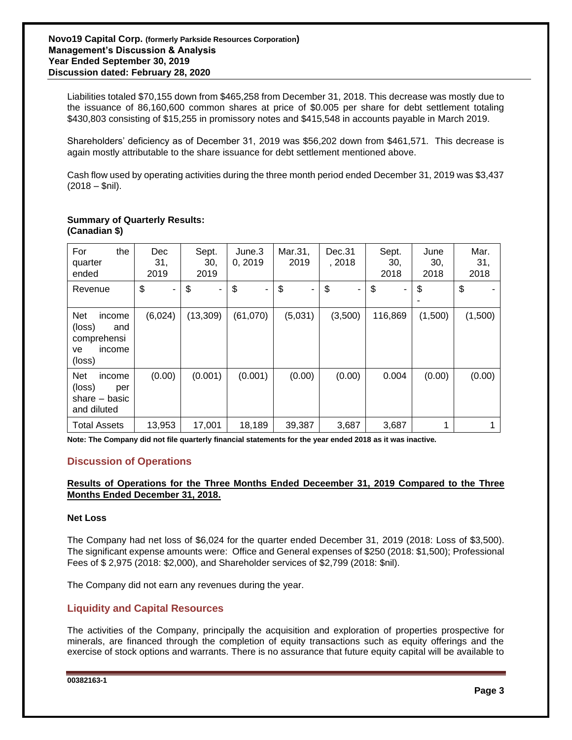Liabilities totaled $70,155 down from $465,258 from December 31, 2018. This decrease was mostly due to the issuance of 86,160,600 common shares at price of $0.005 per share for debt settlement totaling $430,803 consisting of $15,255 in promissory notes and $415,548 in accounts payable in March 2019.

Shareholders' deficiency as of December 31, 2019 was $56,202 down from $461,571. This decrease is again mostly attributable to the share issuance for debt settlement mentioned above.

Cash flow used by operating activities during the three month period ended December 31, 2019 was $3,437 (2018 – $nil).

**Summary of Quarterly Results:**
**(Canadian $)**

| For the quarter ended | Dec 31, 2019 | Sept. 30, 2019 | June.30, 2019 | Mar.31, 2019 | Dec.31, 2018 | Sept. 30, 2018 | June 30, 2018 | Mar. 31, 2018 |
|---|---|---|---|---|---|---|---|---|
| Revenue | $ - | $ - | $ - | $ - | $ - | $ - | $ - | $ - |
| Net income (loss) and comprehensive income (loss) | (6,024) | (13,309) | (61,070) | (5,031) | (3,500) | 116,869 | (1,500) | (1,500) |
| Net income (loss) per share – basic and diluted | (0.00) | (0.001) | (0.001) | (0.00) | (0.00) | 0.004 | (0.00) | (0.00) |
| Total Assets | 13,953 | 17,001 | 18,189 | 39,387 | 3,687 | 3,687 | 1 | 1 |

**Note: The Company did not file quarterly financial statements for the year ended 2018 as it was inactive.**

## Discussion of Operations

**Results of Operations for the Three Months Ended Deceember 31, 2019 Compared to the Three Months Ended December 31, 2018.**

**Net Loss**

The Company had net loss of $6,024 for the quarter ended December 31, 2019 (2018: Loss of $3,500). The significant expense amounts were: Office and General expenses of $250 (2018: $1,500); Professional Fees of $ 2,975 (2018: $2,000), and Shareholder services of $2,799 (2018: $nil).

The Company did not earn any revenues during the year.

## Liquidity and Capital Resources

The activities of the Company, principally the acquisition and exploration of properties prospective for minerals, are financed through the completion of equity transactions such as equity offerings and the exercise of stock options and warrants. There is no assurance that future equity capital will be available to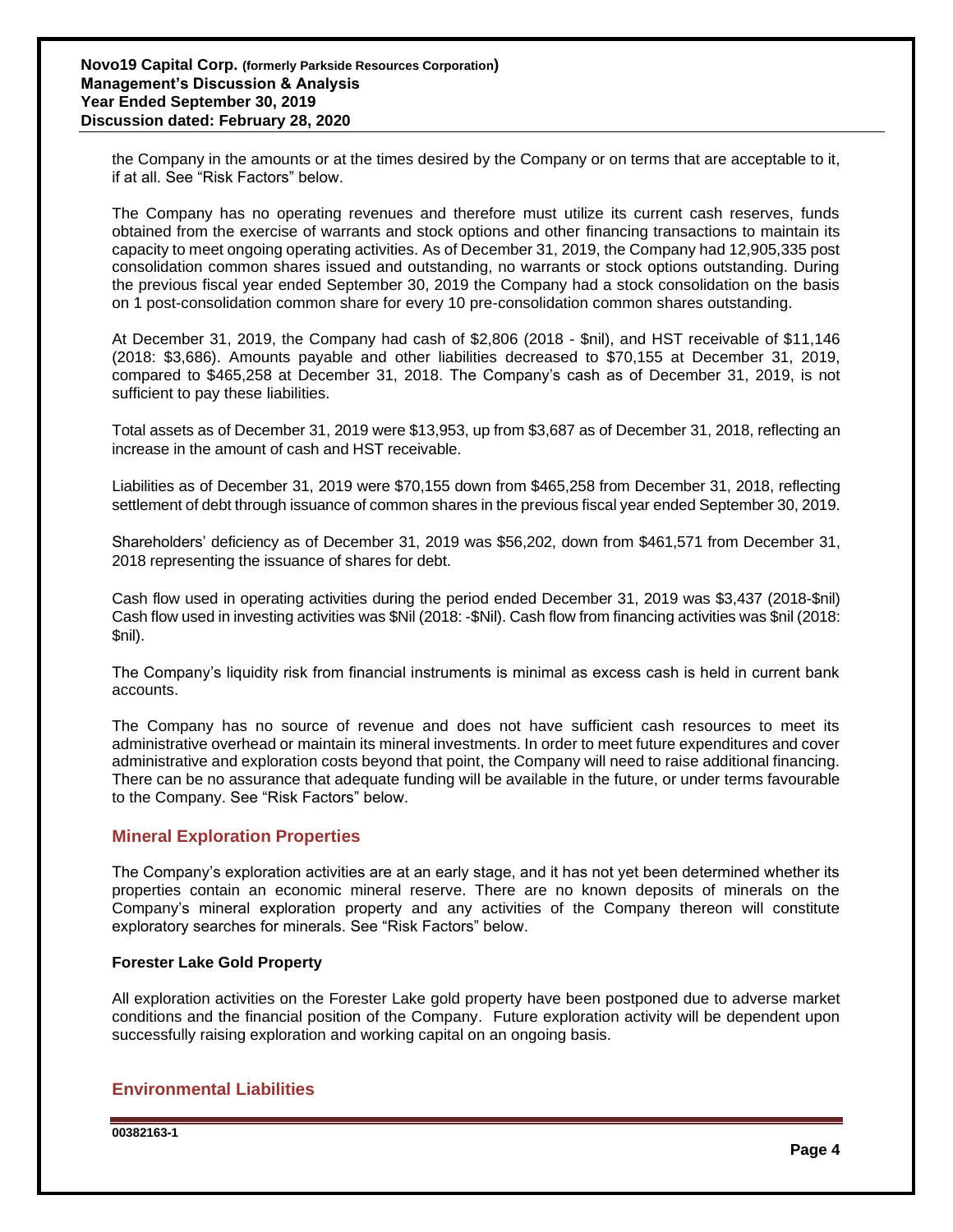the Company in the amounts or at the times desired by the Company or on terms that are acceptable to it, if at all. See "Risk Factors" below.

The Company has no operating revenues and therefore must utilize its current cash reserves, funds obtained from the exercise of warrants and stock options and other financing transactions to maintain its capacity to meet ongoing operating activities. As of December 31, 2019, the Company had 12,905,335 post consolidation common shares issued and outstanding, no warrants or stock options outstanding. During the previous fiscal year ended September 30, 2019 the Company had a stock consolidation on the basis on 1 post-consolidation common share for every 10 pre-consolidation common shares outstanding.

At December 31, 2019, the Company had cash of $2,806 (2018 - $nil), and HST receivable of $11,146 (2018: $3,686). Amounts payable and other liabilities decreased to $70,155 at December 31, 2019, compared to $465,258 at December 31, 2018. The Company's cash as of December 31, 2019, is not sufficient to pay these liabilities.

Total assets as of December 31, 2019 were $13,953, up from $3,687 as of December 31, 2018, reflecting an increase in the amount of cash and HST receivable.

Liabilities as of December 31, 2019 were $70,155 down from $465,258 from December 31, 2018, reflecting settlement of debt through issuance of common shares in the previous fiscal year ended September 30, 2019.

Shareholders' deficiency as of December 31, 2019 was $56,202, down from $461,571 from December 31, 2018 representing the issuance of shares for debt.

Cash flow used in operating activities during the period ended December 31, 2019 was $3,437 (2018-$nil) Cash flow used in investing activities was $Nil (2018: -$Nil). Cash flow from financing activities was $nil (2018: $nil).

The Company's liquidity risk from financial instruments is minimal as excess cash is held in current bank accounts.

The Company has no source of revenue and does not have sufficient cash resources to meet its administrative overhead or maintain its mineral investments. In order to meet future expenditures and cover administrative and exploration costs beyond that point, the Company will need to raise additional financing. There can be no assurance that adequate funding will be available in the future, or under terms favourable to the Company. See "Risk Factors" below.

## Mineral Exploration Properties

The Company's exploration activities are at an early stage, and it has not yet been determined whether its properties contain an economic mineral reserve. There are no known deposits of minerals on the Company's mineral exploration property and any activities of the Company thereon will constitute exploratory searches for minerals. See "Risk Factors" below.

### Forester Lake Gold Property

All exploration activities on the Forester Lake gold property have been postponed due to adverse market conditions and the financial position of the Company. Future exploration activity will be dependent upon successfully raising exploration and working capital on an ongoing basis.

## Environmental Liabilities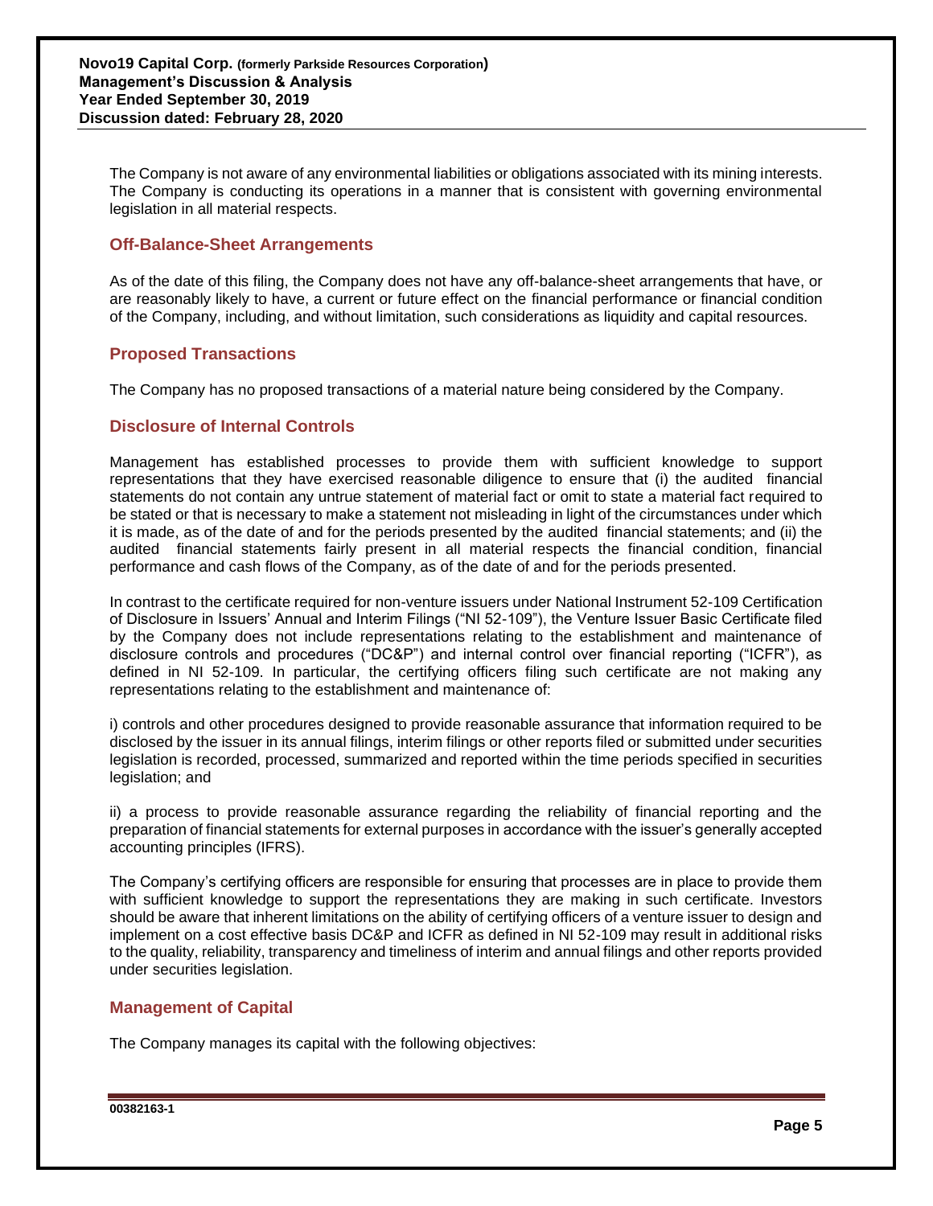The Company is not aware of any environmental liabilities or obligations associated with its mining interests. The Company is conducting its operations in a manner that is consistent with governing environmental legislation in all material respects.

## Off-Balance-Sheet Arrangements

As of the date of this filing, the Company does not have any off-balance-sheet arrangements that have, or are reasonably likely to have, a current or future effect on the financial performance or financial condition of the Company, including, and without limitation, such considerations as liquidity and capital resources.

## Proposed Transactions

The Company has no proposed transactions of a material nature being considered by the Company.

## Disclosure of Internal Controls

Management has established processes to provide them with sufficient knowledge to support representations that they have exercised reasonable diligence to ensure that (i) the audited financial statements do not contain any untrue statement of material fact or omit to state a material fact required to be stated or that is necessary to make a statement not misleading in light of the circumstances under which it is made, as of the date of and for the periods presented by the audited financial statements; and (ii) the audited financial statements fairly present in all material respects the financial condition, financial performance and cash flows of the Company, as of the date of and for the periods presented.

In contrast to the certificate required for non-venture issuers under National Instrument 52-109 Certification of Disclosure in Issuers' Annual and Interim Filings ("NI 52-109"), the Venture Issuer Basic Certificate filed by the Company does not include representations relating to the establishment and maintenance of disclosure controls and procedures ("DC&P") and internal control over financial reporting ("ICFR"), as defined in NI 52-109. In particular, the certifying officers filing such certificate are not making any representations relating to the establishment and maintenance of:

i) controls and other procedures designed to provide reasonable assurance that information required to be disclosed by the issuer in its annual filings, interim filings or other reports filed or submitted under securities legislation is recorded, processed, summarized and reported within the time periods specified in securities legislation; and

ii) a process to provide reasonable assurance regarding the reliability of financial reporting and the preparation of financial statements for external purposes in accordance with the issuer's generally accepted accounting principles (IFRS).

The Company's certifying officers are responsible for ensuring that processes are in place to provide them with sufficient knowledge to support the representations they are making in such certificate. Investors should be aware that inherent limitations on the ability of certifying officers of a venture issuer to design and implement on a cost effective basis DC&P and ICFR as defined in NI 52-109 may result in additional risks to the quality, reliability, transparency and timeliness of interim and annual filings and other reports provided under securities legislation.

## Management of Capital

The Company manages its capital with the following objectives: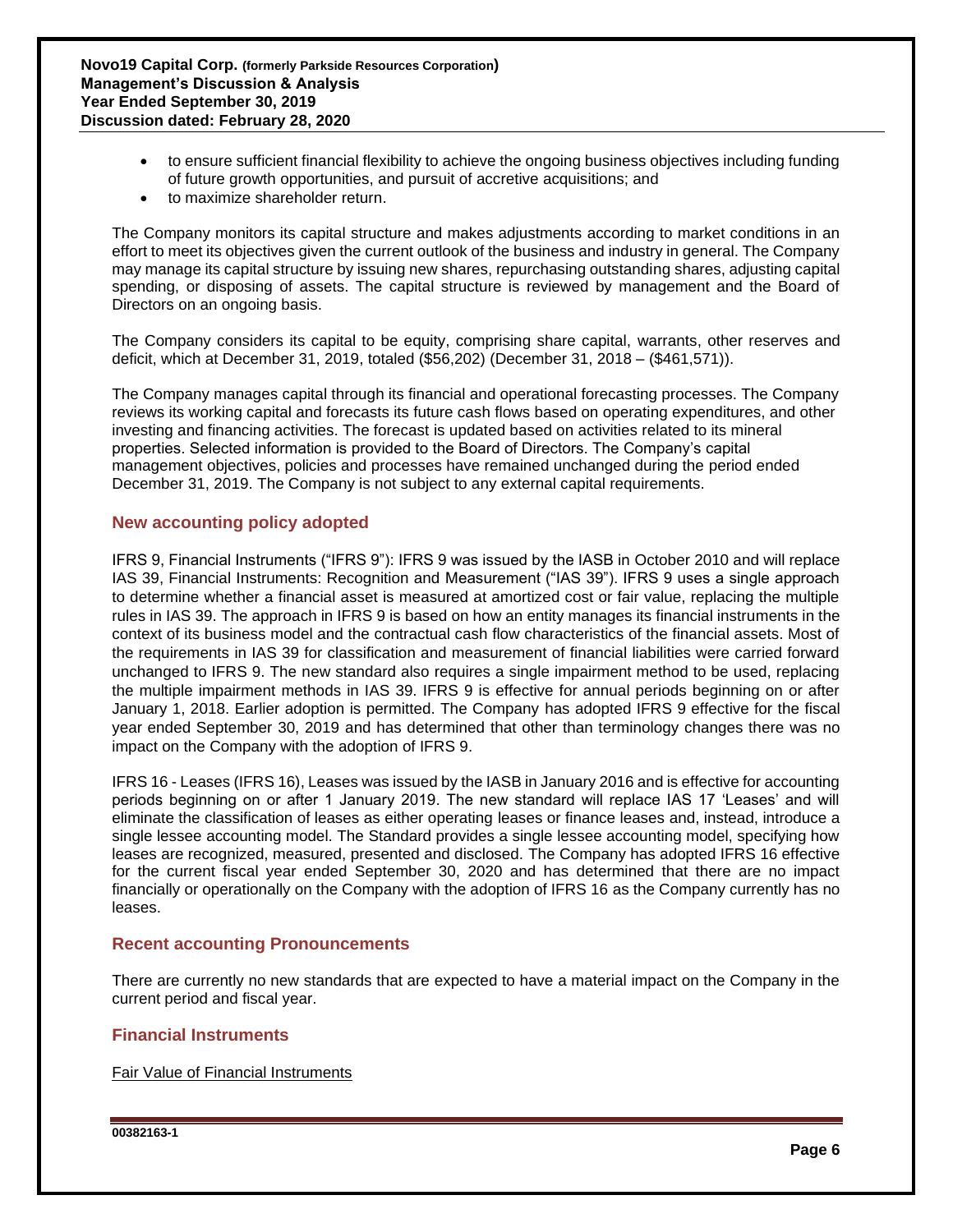- to ensure sufficient financial flexibility to achieve the ongoing business objectives including funding of future growth opportunities, and pursuit of accretive acquisitions; and
- to maximize shareholder return.

The Company monitors its capital structure and makes adjustments according to market conditions in an effort to meet its objectives given the current outlook of the business and industry in general. The Company may manage its capital structure by issuing new shares, repurchasing outstanding shares, adjusting capital spending, or disposing of assets. The capital structure is reviewed by management and the Board of Directors on an ongoing basis.

The Company considers its capital to be equity, comprising share capital, warrants, other reserves and deficit, which at December 31, 2019, totaled ($56,202) (December 31, 2018 – ($461,571)).

The Company manages capital through its financial and operational forecasting processes. The Company reviews its working capital and forecasts its future cash flows based on operating expenditures, and other investing and financing activities. The forecast is updated based on activities related to its mineral properties. Selected information is provided to the Board of Directors. The Company's capital management objectives, policies and processes have remained unchanged during the period ended December 31, 2019. The Company is not subject to any external capital requirements.

## New accounting policy adopted

IFRS 9, Financial Instruments ("IFRS 9"): IFRS 9 was issued by the IASB in October 2010 and will replace IAS 39, Financial Instruments: Recognition and Measurement ("IAS 39"). IFRS 9 uses a single approach to determine whether a financial asset is measured at amortized cost or fair value, replacing the multiple rules in IAS 39. The approach in IFRS 9 is based on how an entity manages its financial instruments in the context of its business model and the contractual cash flow characteristics of the financial assets. Most of the requirements in IAS 39 for classification and measurement of financial liabilities were carried forward unchanged to IFRS 9. The new standard also requires a single impairment method to be used, replacing the multiple impairment methods in IAS 39. IFRS 9 is effective for annual periods beginning on or after January 1, 2018. Earlier adoption is permitted. The Company has adopted IFRS 9 effective for the fiscal year ended September 30, 2019 and has determined that other than terminology changes there was no impact on the Company with the adoption of IFRS 9.

IFRS 16 - Leases (IFRS 16), Leases was issued by the IASB in January 2016 and is effective for accounting periods beginning on or after 1 January 2019. The new standard will replace IAS 17 'Leases' and will eliminate the classification of leases as either operating leases or finance leases and, instead, introduce a single lessee accounting model. The Standard provides a single lessee accounting model, specifying how leases are recognized, measured, presented and disclosed. The Company has adopted IFRS 16 effective for the current fiscal year ended September 30, 2020 and has determined that there are no impact financially or operationally on the Company with the adoption of IFRS 16 as the Company currently has no leases.

## Recent accounting Pronouncements

There are currently no new standards that are expected to have a material impact on the Company in the current period and fiscal year.

## Financial Instruments

Fair Value of Financial Instruments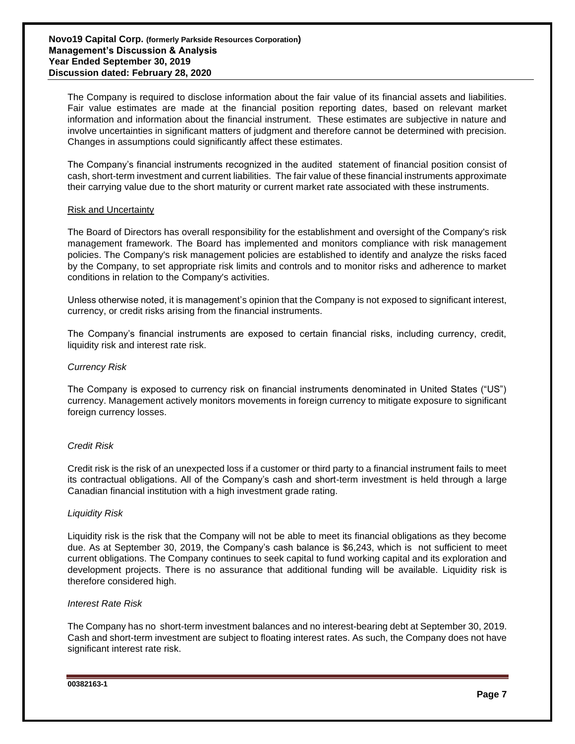The Company is required to disclose information about the fair value of its financial assets and liabilities. Fair value estimates are made at the financial position reporting dates, based on relevant market information and information about the financial instrument. These estimates are subjective in nature and involve uncertainties in significant matters of judgment and therefore cannot be determined with precision. Changes in assumptions could significantly affect these estimates.

The Company's financial instruments recognized in the audited statement of financial position consist of cash, short-term investment and current liabilities. The fair value of these financial instruments approximate their carrying value due to the short maturity or current market rate associated with these instruments.

## Risk and Uncertainty

The Board of Directors has overall responsibility for the establishment and oversight of the Company's risk management framework. The Board has implemented and monitors compliance with risk management policies. The Company's risk management policies are established to identify and analyze the risks faced by the Company, to set appropriate risk limits and controls and to monitor risks and adherence to market conditions in relation to the Company's activities.

Unless otherwise noted, it is management's opinion that the Company is not exposed to significant interest, currency, or credit risks arising from the financial instruments.

The Company's financial instruments are exposed to certain financial risks, including currency, credit, liquidity risk and interest rate risk.

### *Currency Risk*

The Company is exposed to currency risk on financial instruments denominated in United States ("US") currency. Management actively monitors movements in foreign currency to mitigate exposure to significant foreign currency losses.

### *Credit Risk*

Credit risk is the risk of an unexpected loss if a customer or third party to a financial instrument fails to meet its contractual obligations. All of the Company's cash and short-term investment is held through a large Canadian financial institution with a high investment grade rating.

### *Liquidity Risk*

Liquidity risk is the risk that the Company will not be able to meet its financial obligations as they become due. As at September 30, 2019, the Company's cash balance is $6,243, which is not sufficient to meet current obligations. The Company continues to seek capital to fund working capital and its exploration and development projects. There is no assurance that additional funding will be available. Liquidity risk is therefore considered high.

### *Interest Rate Risk*

The Company has no short-term investment balances and no interest-bearing debt at September 30, 2019. Cash and short-term investment are subject to floating interest rates. As such, the Company does not have significant interest rate risk.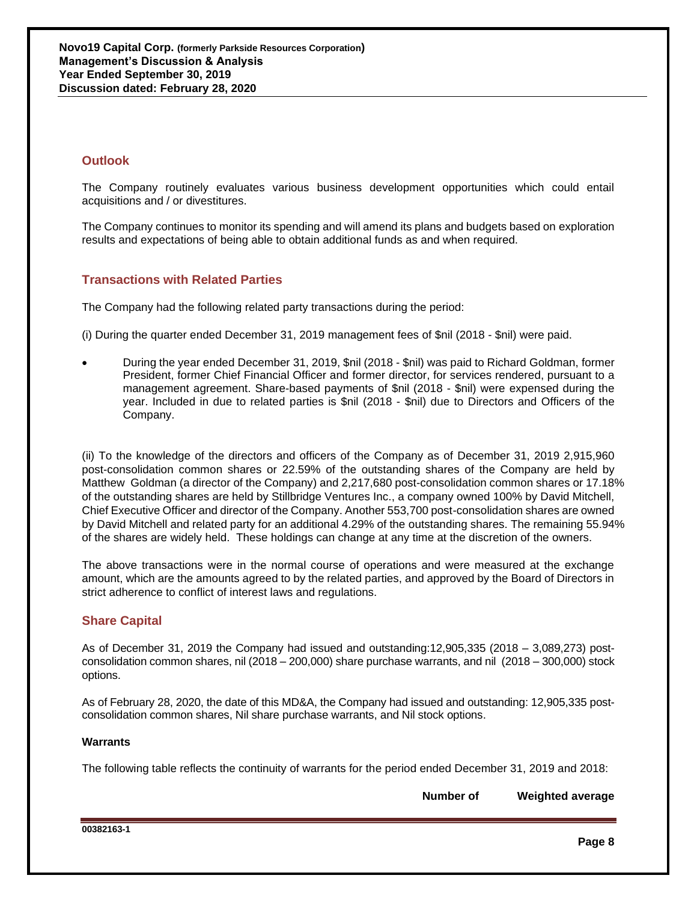## Outlook

The Company routinely evaluates various business development opportunities which could entail acquisitions and / or divestitures.

The Company continues to monitor its spending and will amend its plans and budgets based on exploration results and expectations of being able to obtain additional funds as and when required.

## Transactions with Related Parties

The Company had the following related party transactions during the period:

(i) During the quarter ended December 31, 2019 management fees of $nil (2018 - $nil) were paid.

- During the year ended December 31, 2019, $nil (2018 - $nil) was paid to Richard Goldman, former President, former Chief Financial Officer and former director, for services rendered, pursuant to a management agreement. Share-based payments of $nil (2018 - $nil) were expensed during the year. Included in due to related parties is $nil (2018 - $nil) due to Directors and Officers of the Company.

(ii) To the knowledge of the directors and officers of the Company as of December 31, 2019 2,915,960 post-consolidation common shares or 22.59% of the outstanding shares of the Company are held by Matthew Goldman (a director of the Company) and 2,217,680 post-consolidation common shares or 17.18% of the outstanding shares are held by Stillbridge Ventures Inc., a company owned 100% by David Mitchell, Chief Executive Officer and director of the Company. Another 553,700 post-consolidation shares are owned by David Mitchell and related party for an additional 4.29% of the outstanding shares. The remaining 55.94% of the shares are widely held. These holdings can change at any time at the discretion of the owners.

The above transactions were in the normal course of operations and were measured at the exchange amount, which are the amounts agreed to by the related parties, and approved by the Board of Directors in strict adherence to conflict of interest laws and regulations.

## Share Capital

As of December 31, 2019 the Company had issued and outstanding:12,905,335 (2018 – 3,089,273) post-consolidation common shares, nil (2018 – 200,000) share purchase warrants, and nil (2018 – 300,000) stock options.

As of February 28, 2020, the date of this MD&A, the Company had issued and outstanding: 12,905,335 post-consolidation common shares, Nil share purchase warrants, and Nil stock options.

### Warrants

The following table reflects the continuity of warrants for the period ended December 31, 2019 and 2018:

| | **Number of** | **Weighted average** |
|---|---|---|

00382163-1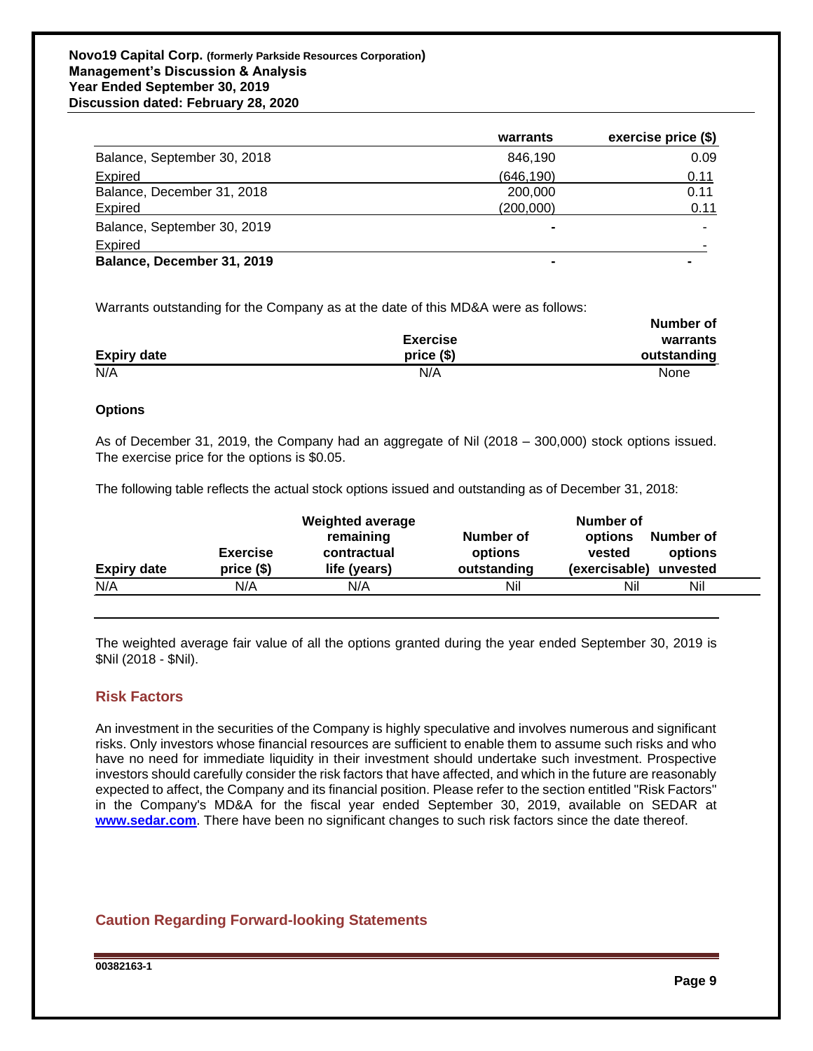| | warrants | exercise price ($) |
|---|---|---|
| Balance, September 30, 2018 | 846,190 | 0.09 |
| Expired | (646,190) | 0.11 |
| Balance, December 31, 2018 | 200,000 | 0.11 |
| Expired | (200,000) | 0.11 |
| Balance, September 30, 2019 | - | - |
| Expired | | - |
| **Balance, December 31, 2019** | **-** | **-** |

Warrants outstanding for the Company as at the date of this MD&A were as follows:

| Expiry date | Exercise price ($) | Number of warrants outstanding |
|---|---|---|
| N/A | N/A | None |

**Options**

As of December 31, 2019, the Company had an aggregate of Nil (2018 – 300,000) stock options issued. The exercise price for the options is $0.05.

The following table reflects the actual stock options issued and outstanding as of December 31, 2018:

| Expiry date | Exercise price ($) | Weighted average remaining contractual life (years) | Number of options outstanding | Number of options vested (exercisable) | Number of options unvested |
|---|---|---|---|---|---|
| N/A | N/A | N/A | Nil | Nil | Nil |

The weighted average fair value of all the options granted during the year ended September 30, 2019 is $Nil (2018 - $Nil).

## Risk Factors

An investment in the securities of the Company is highly speculative and involves numerous and significant risks. Only investors whose financial resources are sufficient to enable them to assume such risks and who have no need for immediate liquidity in their investment should undertake such investment. Prospective investors should carefully consider the risk factors that have affected, and which in the future are reasonably expected to affect, the Company and its financial position. Please refer to the section entitled "Risk Factors" in the Company's MD&A for the fiscal year ended September 30, 2019, available on SEDAR at **www.sedar.com**. There have been no significant changes to such risk factors since the date thereof.

## Caution Regarding Forward-looking Statements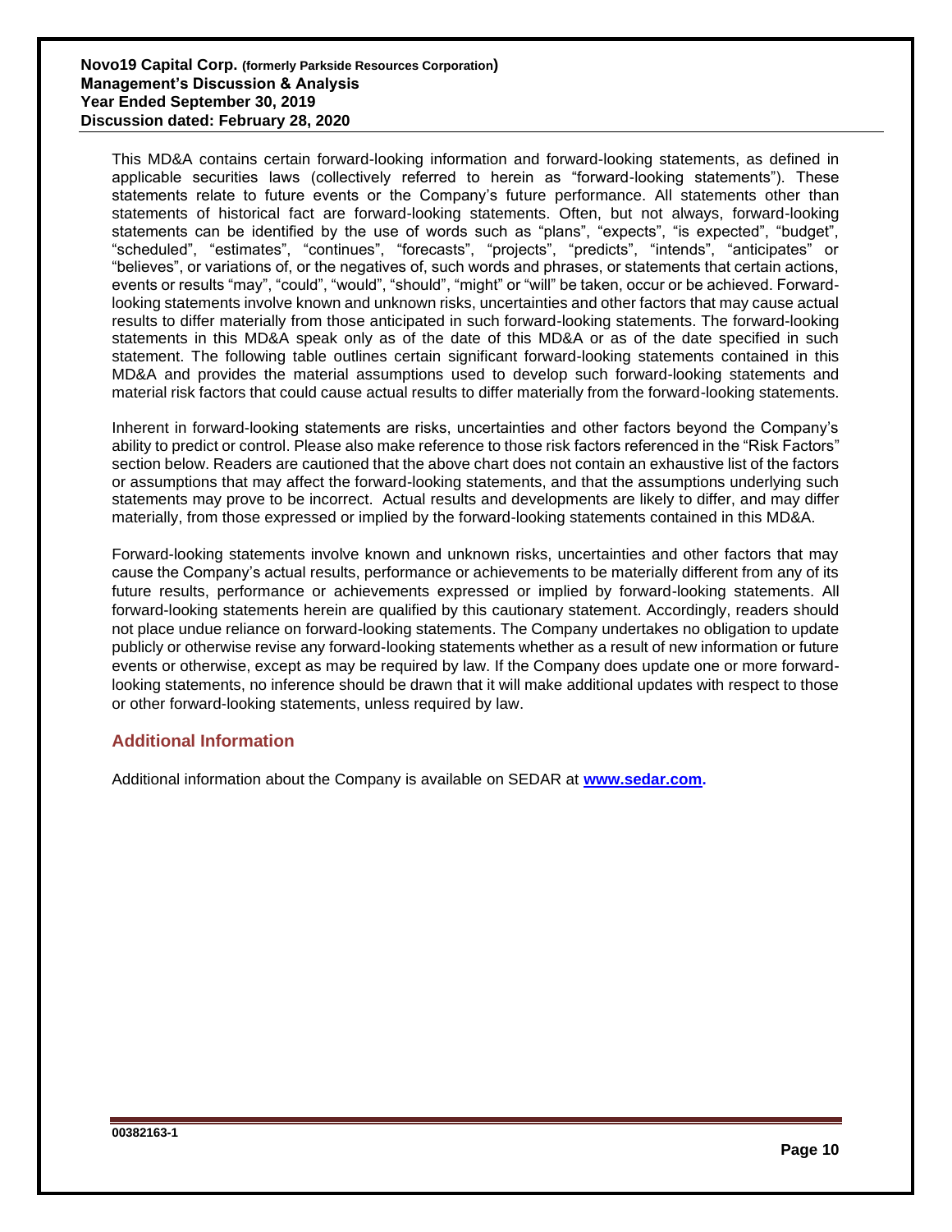This MD&A contains certain forward-looking information and forward-looking statements, as defined in applicable securities laws (collectively referred to herein as "forward-looking statements"). These statements relate to future events or the Company's future performance. All statements other than statements of historical fact are forward-looking statements. Often, but not always, forward-looking statements can be identified by the use of words such as "plans", "expects", "is expected", "budget", "scheduled", "estimates", "continues", "forecasts", "projects", "predicts", "intends", "anticipates" or "believes", or variations of, or the negatives of, such words and phrases, or statements that certain actions, events or results "may", "could", "would", "should", "might" or "will" be taken, occur or be achieved. Forward-looking statements involve known and unknown risks, uncertainties and other factors that may cause actual results to differ materially from those anticipated in such forward-looking statements. The forward-looking statements in this MD&A speak only as of the date of this MD&A or as of the date specified in such statement. The following table outlines certain significant forward-looking statements contained in this MD&A and provides the material assumptions used to develop such forward-looking statements and material risk factors that could cause actual results to differ materially from the forward-looking statements.

Inherent in forward-looking statements are risks, uncertainties and other factors beyond the Company's ability to predict or control. Please also make reference to those risk factors referenced in the "Risk Factors" section below. Readers are cautioned that the above chart does not contain an exhaustive list of the factors or assumptions that may affect the forward-looking statements, and that the assumptions underlying such statements may prove to be incorrect. Actual results and developments are likely to differ, and may differ materially, from those expressed or implied by the forward-looking statements contained in this MD&A.

Forward-looking statements involve known and unknown risks, uncertainties and other factors that may cause the Company's actual results, performance or achievements to be materially different from any of its future results, performance or achievements expressed or implied by forward-looking statements. All forward-looking statements herein are qualified by this cautionary statement. Accordingly, readers should not place undue reliance on forward-looking statements. The Company undertakes no obligation to update publicly or otherwise revise any forward-looking statements whether as a result of new information or future events or otherwise, except as may be required by law. If the Company does update one or more forward-looking statements, no inference should be drawn that it will make additional updates with respect to those or other forward-looking statements, unless required by law.

## Additional Information

Additional information about the Company is available on SEDAR at **www.sedar.com.**